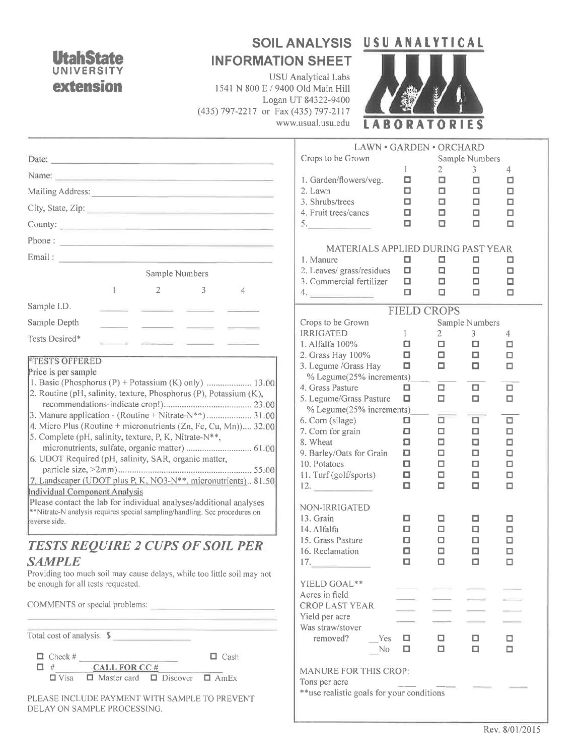**Utah State University extension**

# SOIL ANALYSIS INFORMATION SHEET

USU Analytical Labs
1541 N 800 E / 9400 Old Main Hill
Logan UT 84322-9400
(435) 797-2217 or Fax (435) 797-2117
www.usual.usu.edu

**USU ANALYTICAL LABORATORIES**

Date: ______________________

Name: ______________________

Mailing Address: ______________________

City, State, Zip: ______________________

County: ______________________

Phone : ______________________

Email : ______________________

| | Sample Numbers 1 | 2 | 3 | 4 |
|---|---|---|---|---|
| Sample I.D. | ____ | ____ | ____ | ____ |
| Sample Depth | ____ | ____ | ____ | ____ |
| Tests Desired* | ____ | ____ | ____ | ____ |

**\*TESTS OFFERED**

Price is per sample

1. Basic (Phosphorus (P) + Potassium (K) only) .................... 13.00
2. Routine (pH, salinity, texture, Phosphorus (P), Potassium (K), recommendations-indicate crop!)........................................ 23.00
3. Manure application - (Routine + Nitrate-N**) .................... 31.00
4. Micro Plus (Routine + micronutrients (Zn, Fe, Cu, Mn)).... 32.00
5. Complete (pH, salinity, texture, P, K, Nitrate-N**, micronutrients, sulfate, organic matter) ............................ 61.00
6. UDOT Required (pH, salinity, SAR, organic matter, particle size, >2mm)........................................................ 55.00
7. Landscaper (UDOT plus P, K, NO3-N**, micronutrients).. 81.50

**Individual Component Analysis**

Please contact the lab for individual analyses/additional analyses

**Nitrate-N analysis requires special sampling/handling. See procedures on reverse side.

## *TESTS REQUIRE 2 CUPS OF SOIL PER SAMPLE*

Providing too much soil may cause delays, while too little soil may not be enough for all tests requested.

COMMENTS or special problems: ______________________

Total cost of analysis: $ ____________

☐ Check # ____________ ☐ Cash

☐ # CALL FOR CC #

☐ Visa ☐ Master card ☐ Discover ☐ AmEx

PLEASE INCLUDE PAYMENT WITH SAMPLE TO PREVENT DELAY ON SAMPLE PROCESSING.

### LAWN • GARDEN • ORCHARD

| Crops to be Grown | Sample Numbers 1 | 2 | 3 | 4 |
|---|---|---|---|---|
| 1. Garden/flowers/veg. | ☐ | ☐ | ☐ | ☐ |
| 2. Lawn | ☐ | ☐ | ☐ | ☐ |
| 3. Shrubs/trees | ☐ | ☐ | ☐ | ☐ |
| 4. Fruit trees/canes | ☐ | ☐ | ☐ | ☐ |
| 5. ____________ | ☐ | ☐ | ☐ | ☐ |

### MATERIALS APPLIED DURING PAST YEAR

| | 1 | 2 | 3 | 4 |
|---|---|---|---|---|
| 1. Manure | ☐ | ☐ | ☐ | ☐ |
| 2. Leaves/ grass/residues | ☐ | ☐ | ☐ | ☐ |
| 3. Commercial fertilizer | ☐ | ☐ | ☐ | ☐ |
| 4. ____________ | ☐ | ☐ | ☐ | ☐ |

### FIELD CROPS

| Crops to be Grown | Sample Numbers 1 | 2 | 3 | 4 |
|---|---|---|---|---|
| IRRIGATED | | | | |
| 1. Alfalfa 100% | ☐ | ☐ | ☐ | ☐ |
| 2. Grass Hay 100% | ☐ | ☐ | ☐ | ☐ |
| 3. Legume /Grass Hay | ☐ | ☐ | ☐ | ☐ |
| % Legume(25% increments) | ____ | ____ | ____ | ____ |
| 4. Grass Pasture | ☐ | ☐ | ☐ | ☐ |
| 5. Legume/Grass Pasture | ☐ | ☐ | ☐ | ☐ |
| % Legume(25% increments) | ____ | ____ | ____ | ____ |
| 6. Corn (silage) | ☐ | ☐ | ☐ | ☐ |
| 7. Corn for grain | ☐ | ☐ | ☐ | ☐ |
| 8. Wheat | ☐ | ☐ | ☐ | ☐ |
| 9. Barley/Oats for Grain | ☐ | ☐ | ☐ | ☐ |
| 10. Potatoes | ☐ | ☐ | ☐ | ☐ |
| 11. Turf (golf/sports) | ☐ | ☐ | ☐ | ☐ |
| 12. ____________ | ☐ | ☐ | ☐ | ☐ |
| NON-IRRIGATED | | | | |
| 13. Grain | ☐ | ☐ | ☐ | ☐ |
| 14. Alfalfa | ☐ | ☐ | ☐ | ☐ |
| 15. Grass Pasture | ☐ | ☐ | ☐ | ☐ |
| 16. Reclamation | ☐ | ☐ | ☐ | ☐ |
| 17. ____________ | ☐ | ☐ | ☐ | ☐ |
| YIELD GOAL** | ____ | ____ | ____ | ____ |
| Acres in field | ____ | ____ | ____ | ____ |
| CROP LAST YEAR | ____ | ____ | ____ | ____ |
| Yield per acre | ____ | ____ | ____ | ____ |
| Was straw/stover removed? __Yes | ☐ | ☐ | ☐ | ☐ |
| __No | ☐ | ☐ | ☐ | ☐ |
| MANURE FOR THIS CROP: Tons per acre | ____ | ____ | ____ | ____ |

**use realistic goals for your conditions

Rev. 8/01/2015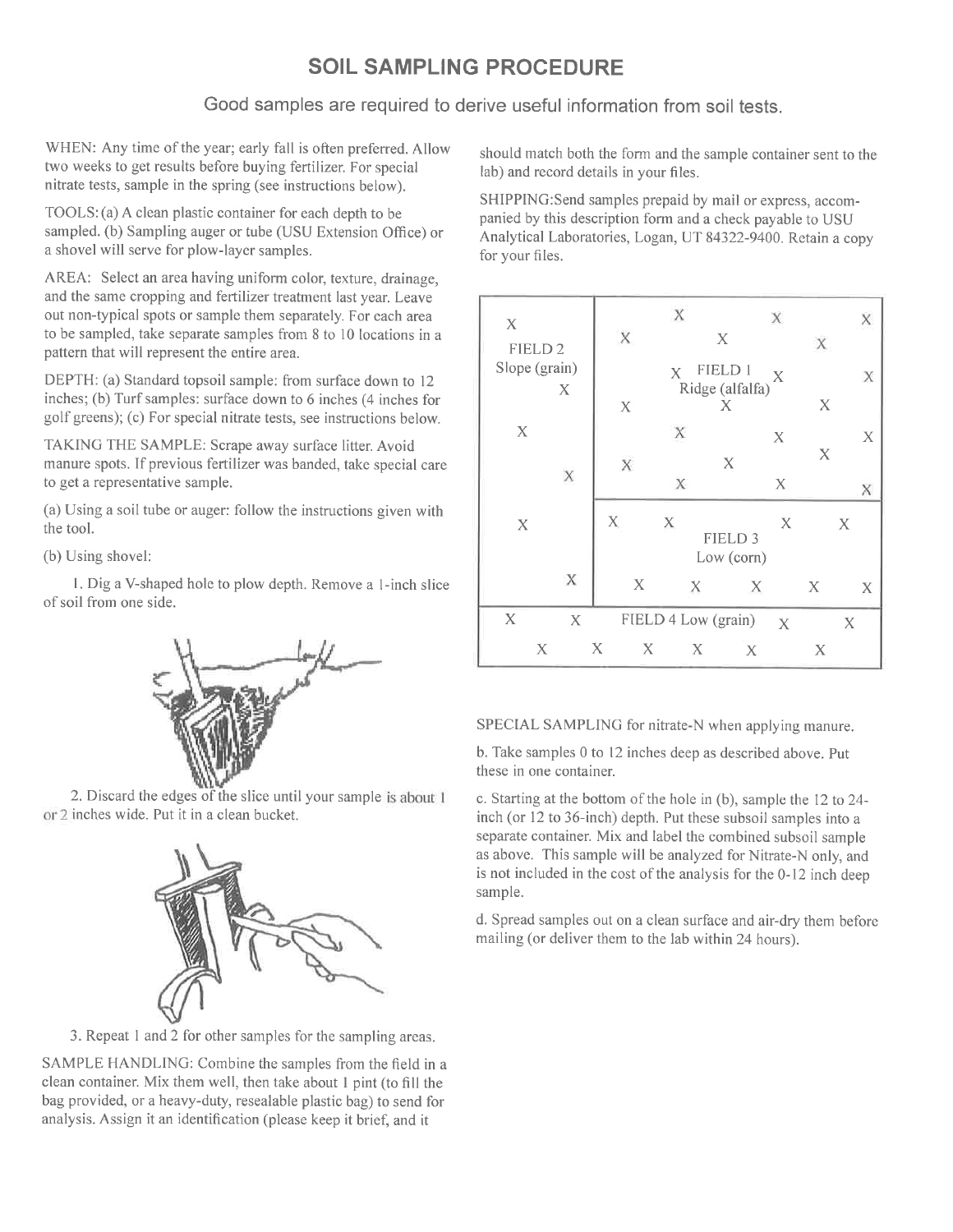# SOIL SAMPLING PROCEDURE

Good samples are required to derive useful information from soil tests.

WHEN: Any time of the year; early fall is often preferred. Allow two weeks to get results before buying fertilizer. For special nitrate tests, sample in the spring (see instructions below).

TOOLS: (a) A clean plastic container for each depth to be sampled. (b) Sampling auger or tube (USU Extension Office) or a shovel will serve for plow-layer samples.

AREA: Select an area having uniform color, texture, drainage, and the same cropping and fertilizer treatment last year. Leave out non-typical spots or sample them separately. For each area to be sampled, take separate samples from 8 to 10 locations in a pattern that will represent the entire area.

DEPTH: (a) Standard topsoil sample: from surface down to 12 inches; (b) Turf samples: surface down to 6 inches (4 inches for golf greens); (c) For special nitrate tests, see instructions below.

TAKING THE SAMPLE: Scrape away surface litter. Avoid manure spots. If previous fertilizer was banded, take special care to get a representative sample.

(a) Using a soil tube or auger: follow the instructions given with the tool.

(b) Using shovel:

1. Dig a V-shaped hole to plow depth. Remove a 1-inch slice of soil from one side.

2. Discard the edges of the slice until your sample is about 1 or 2 inches wide. Put it in a clean bucket.

3. Repeat 1 and 2 for other samples for the sampling areas.

SAMPLE HANDLING: Combine the samples from the field in a clean container. Mix them well, then take about 1 pint (to fill the bag provided, or a heavy-duty, resealable plastic bag) to send for analysis. Assign it an identification (please keep it brief, and it should match both the form and the sample container sent to the lab) and record details in your files.

SHIPPING: Send samples prepaid by mail or express, accompanied by this description form and a check payable to USU Analytical Laboratories, Logan, UT 84322-9400. Retain a copy for your files.

FIELD 2
Slope (grain)

FIELD 1
Ridge (alfalfa)

FIELD 3
Low (corn)

FIELD 4 Low (grain)

SPECIAL SAMPLING for nitrate-N when applying manure.

b. Take samples 0 to 12 inches deep as described above. Put these in one container.

c. Starting at the bottom of the hole in (b), sample the 12 to 24-inch (or 12 to 36-inch) depth. Put these subsoil samples into a separate container. Mix and label the combined subsoil sample as above. This sample will be analyzed for Nitrate-N only, and is not included in the cost of the analysis for the 0-12 inch deep sample.

d. Spread samples out on a clean surface and air-dry them before mailing (or deliver them to the lab within 24 hours).